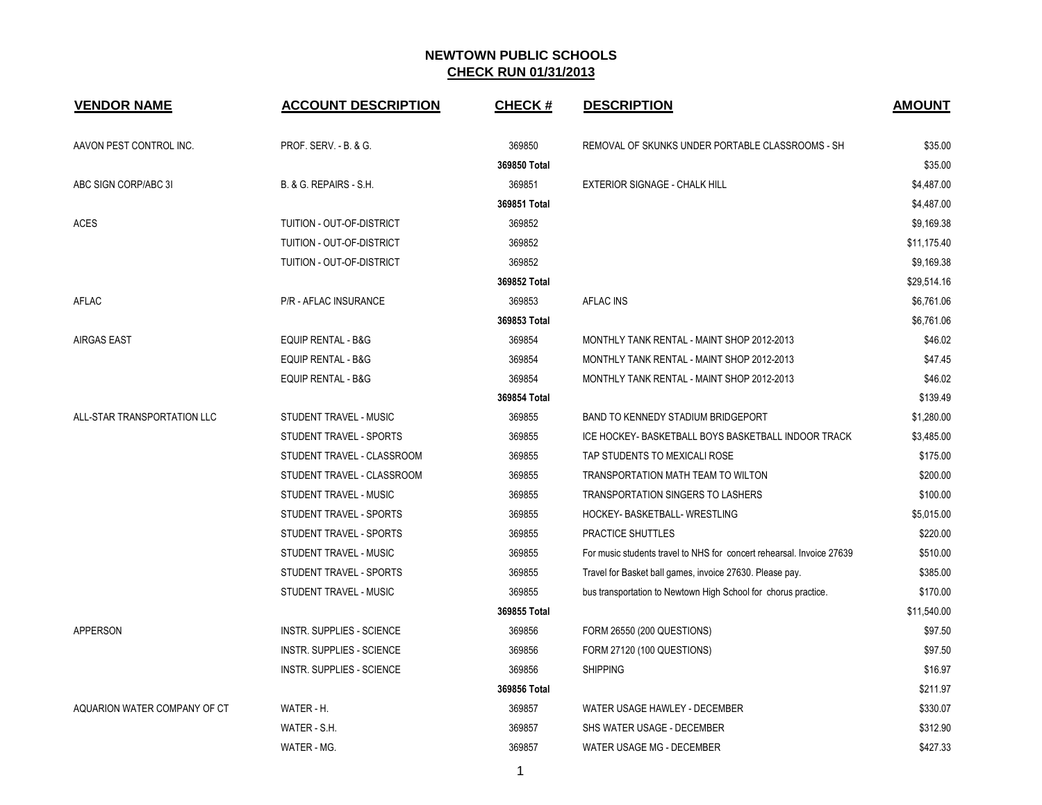# NEWTOWN PUBLIC SCHOOLS
## CHECK RUN 01/31/2013

| VENDOR NAME | ACCOUNT DESCRIPTION | CHECK # | DESCRIPTION | AMOUNT |
|---|---|---|---|---|
| AAVON PEST CONTROL INC. | PROF. SERV. - B. & G. | 369850 | REMOVAL OF SKUNKS UNDER PORTABLE CLASSROOMS - SH | $35.00 |
| | | 369850 Total | | $35.00 |
| ABC SIGN CORP/ABC 3I | B. & G. REPAIRS - S.H. | 369851 | EXTERIOR SIGNAGE - CHALK HILL | $4,487.00 |
| | | 369851 Total | | $4,487.00 |
| ACES | TUITION - OUT-OF-DISTRICT | 369852 | | $9,169.38 |
| | TUITION - OUT-OF-DISTRICT | 369852 | | $11,175.40 |
| | TUITION - OUT-OF-DISTRICT | 369852 | | $9,169.38 |
| | | 369852 Total | | $29,514.16 |
| AFLAC | P/R - AFLAC INSURANCE | 369853 | AFLAC INS | $6,761.06 |
| | | 369853 Total | | $6,761.06 |
| AIRGAS EAST | EQUIP RENTAL - B&G | 369854 | MONTHLY TANK RENTAL - MAINT SHOP 2012-2013 | $46.02 |
| | EQUIP RENTAL - B&G | 369854 | MONTHLY TANK RENTAL - MAINT SHOP 2012-2013 | $47.45 |
| | EQUIP RENTAL - B&G | 369854 | MONTHLY TANK RENTAL - MAINT SHOP 2012-2013 | $46.02 |
| | | 369854 Total | | $139.49 |
| ALL-STAR TRANSPORTATION LLC | STUDENT TRAVEL - MUSIC | 369855 | BAND TO KENNEDY STADIUM BRIDGEPORT | $1,280.00 |
| | STUDENT TRAVEL - SPORTS | 369855 | ICE HOCKEY- BASKETBALL BOYS BASKETBALL INDOOR TRACK | $3,485.00 |
| | STUDENT TRAVEL - CLASSROOM | 369855 | TAP STUDENTS TO MEXICALI ROSE | $175.00 |
| | STUDENT TRAVEL - CLASSROOM | 369855 | TRANSPORTATION MATH TEAM TO WILTON | $200.00 |
| | STUDENT TRAVEL - MUSIC | 369855 | TRANSPORTATION SINGERS TO LASHERS | $100.00 |
| | STUDENT TRAVEL - SPORTS | 369855 | HOCKEY- BASKETBALL- WRESTLING | $5,015.00 |
| | STUDENT TRAVEL - SPORTS | 369855 | PRACTICE SHUTTLES | $220.00 |
| | STUDENT TRAVEL - MUSIC | 369855 | For music students travel to NHS for concert rehearsal. Invoice 27639 | $510.00 |
| | STUDENT TRAVEL - SPORTS | 369855 | Travel for Basket ball games, invoice 27630. Please pay. | $385.00 |
| | STUDENT TRAVEL - MUSIC | 369855 | bus transportation to Newtown High School for chorus practice. | $170.00 |
| | | 369855 Total | | $11,540.00 |
| APPERSON | INSTR. SUPPLIES - SCIENCE | 369856 | FORM 26550 (200 QUESTIONS) | $97.50 |
| | INSTR. SUPPLIES - SCIENCE | 369856 | FORM 27120 (100 QUESTIONS) | $97.50 |
| | INSTR. SUPPLIES - SCIENCE | 369856 | SHIPPING | $16.97 |
| | | 369856 Total | | $211.97 |
| AQUARION WATER COMPANY OF CT | WATER - H. | 369857 | WATER USAGE HAWLEY - DECEMBER | $330.07 |
| | WATER - S.H. | 369857 | SHS WATER USAGE - DECEMBER | $312.90 |
| | WATER - MG. | 369857 | WATER USAGE MG - DECEMBER | $427.33 |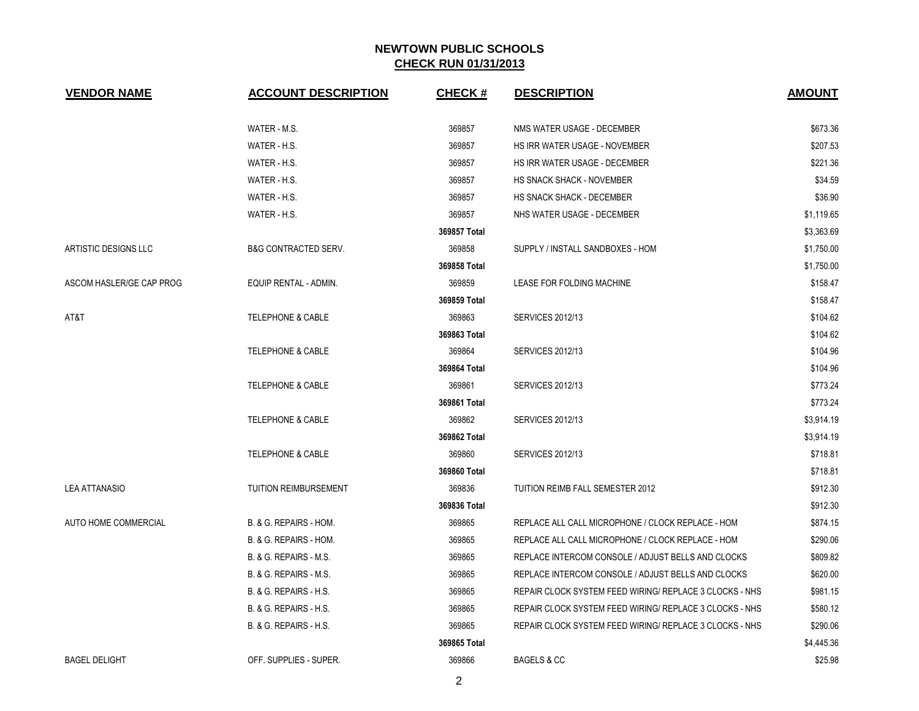## NEWTOWN PUBLIC SCHOOLS
## CHECK RUN 01/31/2013

| VENDOR NAME | ACCOUNT DESCRIPTION | CHECK # | DESCRIPTION | AMOUNT |
|---|---|---|---|---|
| | WATER - M.S. | 369857 | NMS WATER USAGE - DECEMBER | $673.36 |
| | WATER - H.S. | 369857 | HS IRR WATER USAGE - NOVEMBER | $207.53 |
| | WATER - H.S. | 369857 | HS IRR WATER USAGE - DECEMBER | $221.36 |
| | WATER - H.S. | 369857 | HS SNACK SHACK - NOVEMBER | $34.59 |
| | WATER - H.S. | 369857 | HS SNACK SHACK - DECEMBER | $36.90 |
| | WATER - H.S. | 369857 | NHS WATER USAGE - DECEMBER | $1,119.65 |
| | | **369857 Total** | | $3,363.69 |
| ARTISTIC DESIGNS LLC | B&G CONTRACTED SERV. | 369858 | SUPPLY / INSTALL SANDBOXES - HOM | $1,750.00 |
| | | **369858 Total** | | $1,750.00 |
| ASCOM HASLER/GE CAP PROG | EQUIP RENTAL - ADMIN. | 369859 | LEASE FOR FOLDING MACHINE | $158.47 |
| | | **369859 Total** | | $158.47 |
| AT&T | TELEPHONE & CABLE | 369863 | SERVICES 2012/13 | $104.62 |
| | | **369863 Total** | | $104.62 |
| | TELEPHONE & CABLE | 369864 | SERVICES 2012/13 | $104.96 |
| | | **369864 Total** | | $104.96 |
| | TELEPHONE & CABLE | 369861 | SERVICES 2012/13 | $773.24 |
| | | **369861 Total** | | $773.24 |
| | TELEPHONE & CABLE | 369862 | SERVICES 2012/13 | $3,914.19 |
| | | **369862 Total** | | $3,914.19 |
| | TELEPHONE & CABLE | 369860 | SERVICES 2012/13 | $718.81 |
| | | **369860 Total** | | $718.81 |
| LEA ATTANASIO | TUITION REIMBURSEMENT | 369836 | TUITION REIMB FALL SEMESTER 2012 | $912.30 |
| | | **369836 Total** | | $912.30 |
| AUTO HOME COMMERCIAL | B. & G. REPAIRS - HOM. | 369865 | REPLACE ALL CALL MICROPHONE / CLOCK REPLACE - HOM | $874.15 |
| | B. & G. REPAIRS - HOM. | 369865 | REPLACE ALL CALL MICROPHONE / CLOCK REPLACE - HOM | $290.06 |
| | B. & G. REPAIRS - M.S. | 369865 | REPLACE INTERCOM CONSOLE / ADJUST BELLS AND CLOCKS | $809.82 |
| | B. & G. REPAIRS - M.S. | 369865 | REPLACE INTERCOM CONSOLE / ADJUST BELLS AND CLOCKS | $620.00 |
| | B. & G. REPAIRS - H.S. | 369865 | REPAIR CLOCK SYSTEM FEED WIRING/ REPLACE 3 CLOCKS - NHS | $981.15 |
| | B. & G. REPAIRS - H.S. | 369865 | REPAIR CLOCK SYSTEM FEED WIRING/ REPLACE 3 CLOCKS - NHS | $580.12 |
| | B. & G. REPAIRS - H.S. | 369865 | REPAIR CLOCK SYSTEM FEED WIRING/ REPLACE 3 CLOCKS - NHS | $290.06 |
| | | **369865 Total** | | $4,445.36 |
| BAGEL DELIGHT | OFF. SUPPLIES - SUPER. | 369866 | BAGELS & CC | $25.98 |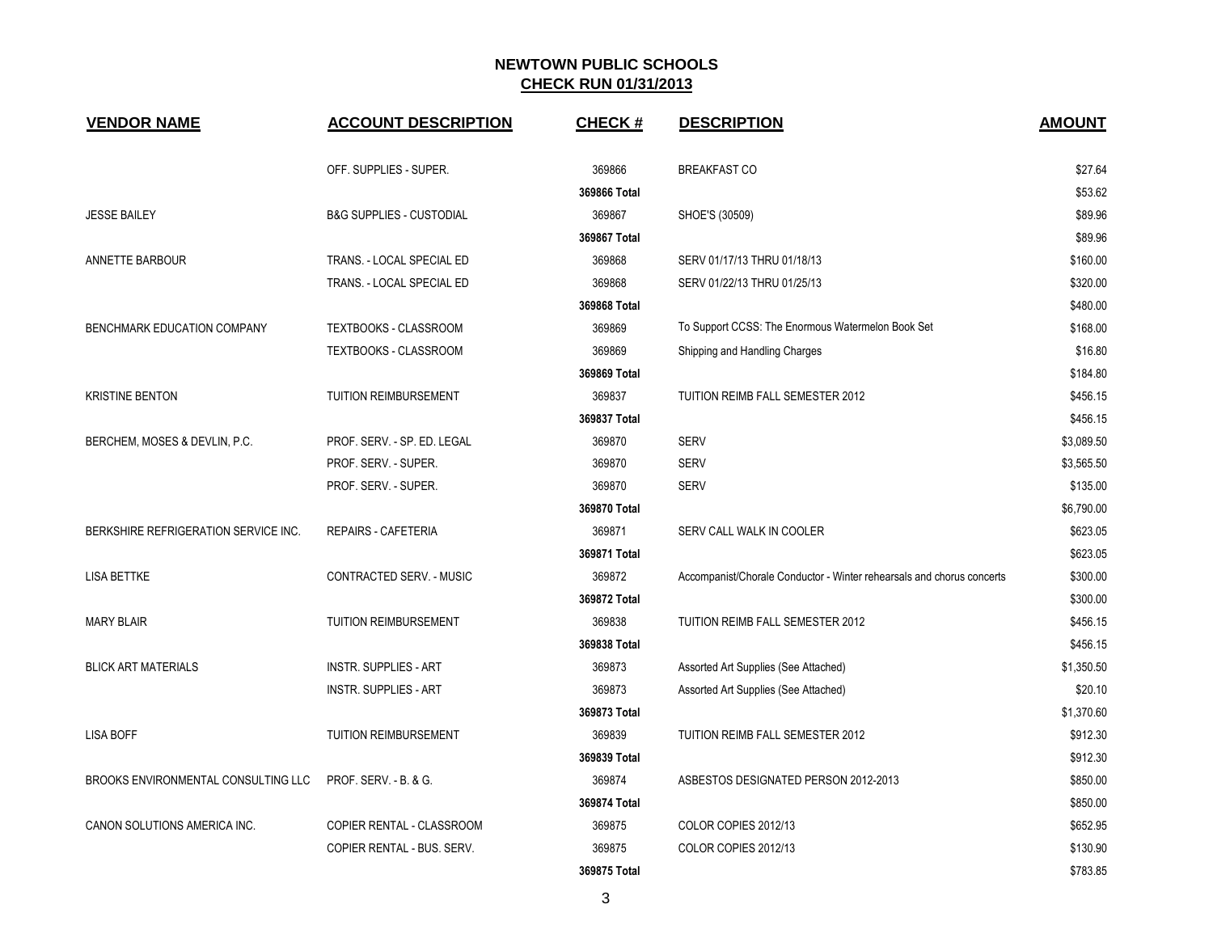## NEWTOWN PUBLIC SCHOOLS
## CHECK RUN 01/31/2013

| VENDOR NAME | ACCOUNT DESCRIPTION | CHECK # | DESCRIPTION | AMOUNT |
|---|---|---|---|---|
| | OFF. SUPPLIES - SUPER. | 369866 | BREAKFAST CO | $27.64 |
| | | 369866 Total | | $53.62 |
| JESSE BAILEY | B&G SUPPLIES - CUSTODIAL | 369867 | SHOE'S (30509) | $89.96 |
| | | 369867 Total | | $89.96 |
| ANNETTE BARBOUR | TRANS. - LOCAL SPECIAL ED | 369868 | SERV 01/17/13 THRU 01/18/13 | $160.00 |
| | TRANS. - LOCAL SPECIAL ED | 369868 | SERV 01/22/13 THRU 01/25/13 | $320.00 |
| | | 369868 Total | | $480.00 |
| BENCHMARK EDUCATION COMPANY | TEXTBOOKS - CLASSROOM | 369869 | To Support CCSS: The Enormous Watermelon Book Set | $168.00 |
| | TEXTBOOKS - CLASSROOM | 369869 | Shipping and Handling Charges | $16.80 |
| | | 369869 Total | | $184.80 |
| KRISTINE BENTON | TUITION REIMBURSEMENT | 369837 | TUITION REIMB FALL SEMESTER 2012 | $456.15 |
| | | 369837 Total | | $456.15 |
| BERCHEM, MOSES & DEVLIN, P.C. | PROF. SERV. - SP. ED. LEGAL | 369870 | SERV | $3,089.50 |
| | PROF. SERV. - SUPER. | 369870 | SERV | $3,565.50 |
| | PROF. SERV. - SUPER. | 369870 | SERV | $135.00 |
| | | 369870 Total | | $6,790.00 |
| BERKSHIRE REFRIGERATION SERVICE INC. | REPAIRS - CAFETERIA | 369871 | SERV CALL WALK IN COOLER | $623.05 |
| | | 369871 Total | | $623.05 |
| LISA BETTKE | CONTRACTED SERV. - MUSIC | 369872 | Accompanist/Chorale Conductor - Winter rehearsals and chorus concerts | $300.00 |
| | | 369872 Total | | $300.00 |
| MARY BLAIR | TUITION REIMBURSEMENT | 369838 | TUITION REIMB FALL SEMESTER 2012 | $456.15 |
| | | 369838 Total | | $456.15 |
| BLICK ART MATERIALS | INSTR. SUPPLIES - ART | 369873 | Assorted Art Supplies (See Attached) | $1,350.50 |
| | INSTR. SUPPLIES - ART | 369873 | Assorted Art Supplies (See Attached) | $20.10 |
| | | 369873 Total | | $1,370.60 |
| LISA BOFF | TUITION REIMBURSEMENT | 369839 | TUITION REIMB FALL SEMESTER 2012 | $912.30 |
| | | 369839 Total | | $912.30 |
| BROOKS ENVIRONMENTAL CONSULTING LLC | PROF. SERV. - B. & G. | 369874 | ASBESTOS DESIGNATED PERSON 2012-2013 | $850.00 |
| | | 369874 Total | | $850.00 |
| CANON SOLUTIONS AMERICA INC. | COPIER RENTAL - CLASSROOM | 369875 | COLOR COPIES 2012/13 | $652.95 |
| | COPIER RENTAL - BUS. SERV. | 369875 | COLOR COPIES 2012/13 | $130.90 |
| | | 369875 Total | | $783.85 |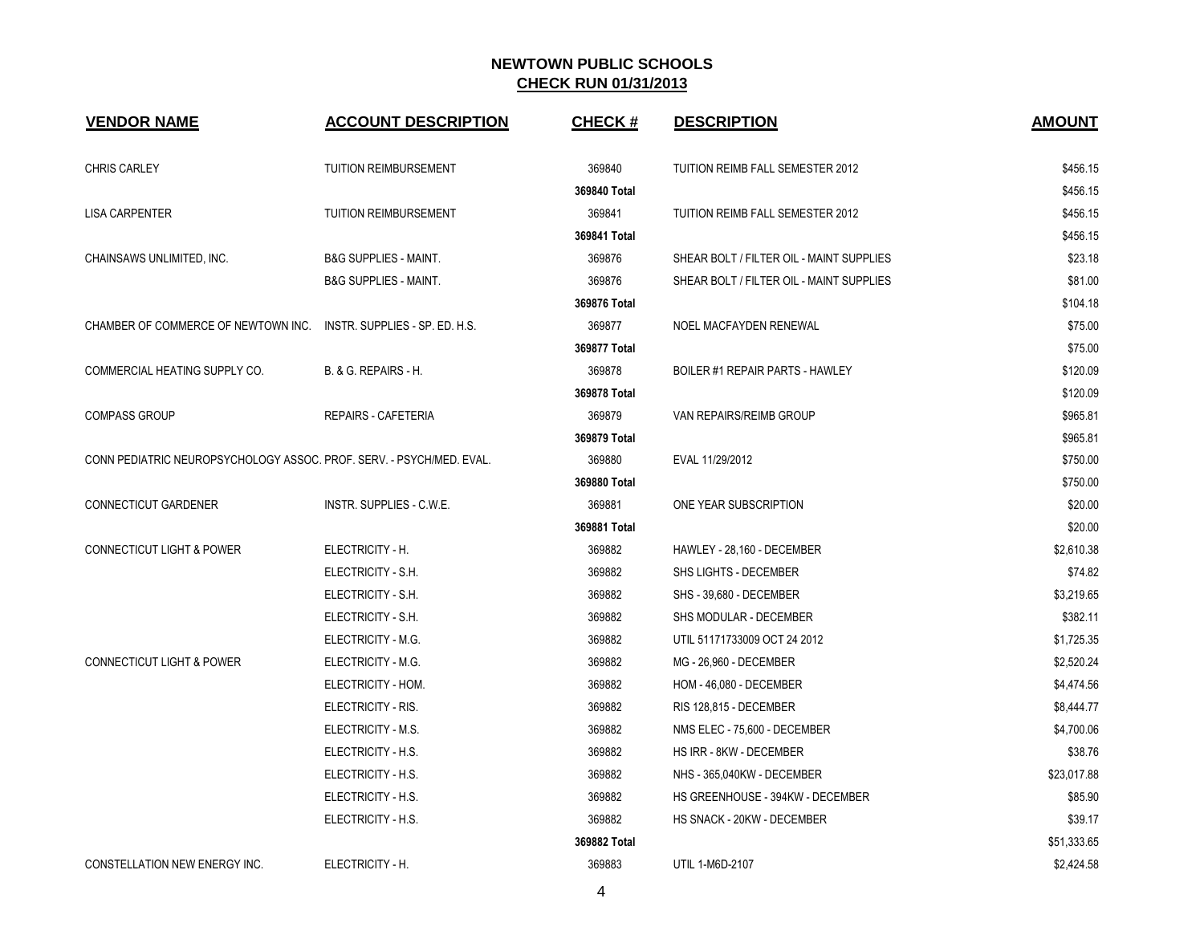# NEWTOWN PUBLIC SCHOOLS

## CHECK RUN 01/31/2013

| VENDOR NAME | ACCOUNT DESCRIPTION | CHECK # | DESCRIPTION | AMOUNT |
|---|---|---|---|---|
| CHRIS CARLEY | TUITION REIMBURSEMENT | 369840 | TUITION REIMB FALL SEMESTER 2012 | $456.15 |
| | | 369840 Total | | $456.15 |
| LISA CARPENTER | TUITION REIMBURSEMENT | 369841 | TUITION REIMB FALL SEMESTER 2012 | $456.15 |
| | | 369841 Total | | $456.15 |
| CHAINSAWS UNLIMITED, INC. | B&G SUPPLIES - MAINT. | 369876 | SHEAR BOLT / FILTER OIL - MAINT SUPPLIES | $23.18 |
| | B&G SUPPLIES - MAINT. | 369876 | SHEAR BOLT / FILTER OIL - MAINT SUPPLIES | $81.00 |
| | | 369876 Total | | $104.18 |
| CHAMBER OF COMMERCE OF NEWTOWN INC. | INSTR. SUPPLIES - SP. ED. H.S. | 369877 | NOEL MACFAYDEN RENEWAL | $75.00 |
| | | 369877 Total | | $75.00 |
| COMMERCIAL HEATING SUPPLY CO. | B. & G. REPAIRS - H. | 369878 | BOILER #1 REPAIR PARTS - HAWLEY | $120.09 |
| | | 369878 Total | | $120.09 |
| COMPASS GROUP | REPAIRS - CAFETERIA | 369879 | VAN REPAIRS/REIMB GROUP | $965.81 |
| | | 369879 Total | | $965.81 |
| CONN PEDIATRIC NEUROPSYCHOLOGY ASSOC. | PROF. SERV. - PSYCH/MED. EVAL. | 369880 | EVAL 11/29/2012 | $750.00 |
| | | 369880 Total | | $750.00 |
| CONNECTICUT GARDENER | INSTR. SUPPLIES - C.W.E. | 369881 | ONE YEAR SUBSCRIPTION | $20.00 |
| | | 369881 Total | | $20.00 |
| CONNECTICUT LIGHT & POWER | ELECTRICITY - H. | 369882 | HAWLEY - 28,160 - DECEMBER | $2,610.38 |
| | ELECTRICITY - S.H. | 369882 | SHS LIGHTS - DECEMBER | $74.82 |
| | ELECTRICITY - S.H. | 369882 | SHS - 39,680 - DECEMBER | $3,219.65 |
| | ELECTRICITY - S.H. | 369882 | SHS MODULAR - DECEMBER | $382.11 |
| | ELECTRICITY - M.G. | 369882 | UTIL 51171733009 OCT 24 2012 | $1,725.35 |
| CONNECTICUT LIGHT & POWER | ELECTRICITY - M.G. | 369882 | MG - 26,960 - DECEMBER | $2,520.24 |
| | ELECTRICITY - HOM. | 369882 | HOM - 46,080 - DECEMBER | $4,474.56 |
| | ELECTRICITY - RIS. | 369882 | RIS 128,815 - DECEMBER | $8,444.77 |
| | ELECTRICITY - M.S. | 369882 | NMS ELEC - 75,600 - DECEMBER | $4,700.06 |
| | ELECTRICITY - H.S. | 369882 | HS IRR - 8KW - DECEMBER | $38.76 |
| | ELECTRICITY - H.S. | 369882 | NHS - 365,040KW - DECEMBER | $23,017.88 |
| | ELECTRICITY - H.S. | 369882 | HS GREENHOUSE - 394KW - DECEMBER | $85.90 |
| | ELECTRICITY - H.S. | 369882 | HS SNACK - 20KW - DECEMBER | $39.17 |
| | | 369882 Total | | $51,333.65 |
| CONSTELLATION NEW ENERGY INC. | ELECTRICITY - H. | 369883 | UTIL 1-M6D-2107 | $2,424.58 |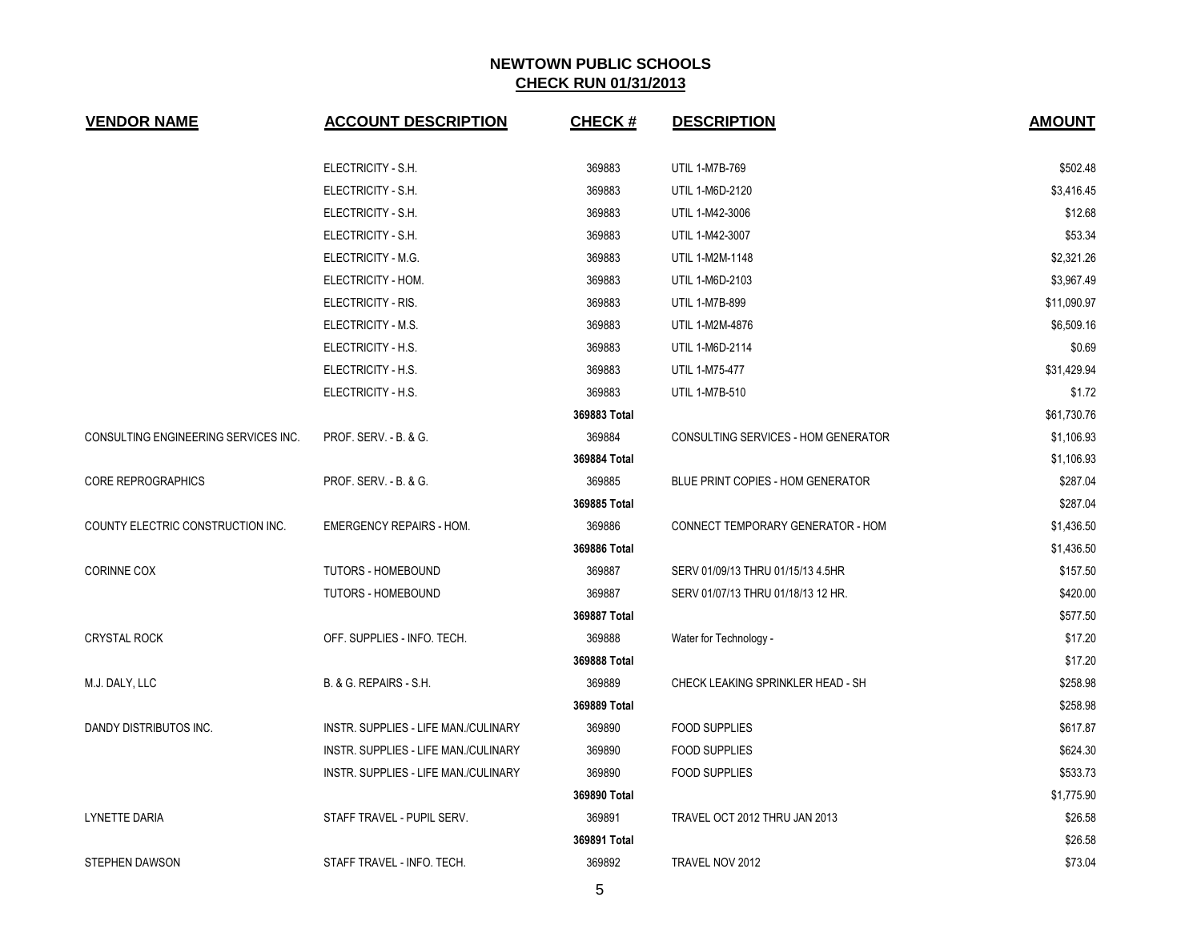**NEWTOWN PUBLIC SCHOOLS**
**CHECK RUN 01/31/2013**

| VENDOR NAME | ACCOUNT DESCRIPTION | CHECK # | DESCRIPTION | AMOUNT |
|---|---|---|---|---|
| | ELECTRICITY - S.H. | 369883 | UTIL 1-M7B-769 | $502.48 |
| | ELECTRICITY - S.H. | 369883 | UTIL 1-M6D-2120 | $3,416.45 |
| | ELECTRICITY - S.H. | 369883 | UTIL 1-M42-3006 | $12.68 |
| | ELECTRICITY - S.H. | 369883 | UTIL 1-M42-3007 | $53.34 |
| | ELECTRICITY - M.G. | 369883 | UTIL 1-M2M-1148 | $2,321.26 |
| | ELECTRICITY - HOM. | 369883 | UTIL 1-M6D-2103 | $3,967.49 |
| | ELECTRICITY - RIS. | 369883 | UTIL 1-M7B-899 | $11,090.97 |
| | ELECTRICITY - M.S. | 369883 | UTIL 1-M2M-4876 | $6,509.16 |
| | ELECTRICITY - H.S. | 369883 | UTIL 1-M6D-2114 | $0.69 |
| | ELECTRICITY - H.S. | 369883 | UTIL 1-M75-477 | $31,429.94 |
| | ELECTRICITY - H.S. | 369883 | UTIL 1-M7B-510 | $1.72 |
| | | 369883 Total | | $61,730.76 |
| CONSULTING ENGINEERING SERVICES INC. | PROF. SERV. - B. & G. | 369884 | CONSULTING SERVICES - HOM GENERATOR | $1,106.93 |
| | | 369884 Total | | $1,106.93 |
| CORE REPROGRAPHICS | PROF. SERV. - B. & G. | 369885 | BLUE PRINT COPIES - HOM GENERATOR | $287.04 |
| | | 369885 Total | | $287.04 |
| COUNTY ELECTRIC CONSTRUCTION INC. | EMERGENCY REPAIRS - HOM. | 369886 | CONNECT TEMPORARY GENERATOR - HOM | $1,436.50 |
| | | 369886 Total | | $1,436.50 |
| CORINNE COX | TUTORS - HOMEBOUND | 369887 | SERV 01/09/13 THRU 01/15/13 4.5HR | $157.50 |
| | TUTORS - HOMEBOUND | 369887 | SERV 01/07/13 THRU 01/18/13 12 HR. | $420.00 |
| | | 369887 Total | | $577.50 |
| CRYSTAL ROCK | OFF. SUPPLIES - INFO. TECH. | 369888 | Water for Technology - | $17.20 |
| | | 369888 Total | | $17.20 |
| M.J. DALY, LLC | B. & G. REPAIRS - S.H. | 369889 | CHECK LEAKING SPRINKLER HEAD - SH | $258.98 |
| | | 369889 Total | | $258.98 |
| DANDY DISTRIBUTOS INC. | INSTR. SUPPLIES - LIFE MAN./CULINARY | 369890 | FOOD SUPPLIES | $617.87 |
| | INSTR. SUPPLIES - LIFE MAN./CULINARY | 369890 | FOOD SUPPLIES | $624.30 |
| | INSTR. SUPPLIES - LIFE MAN./CULINARY | 369890 | FOOD SUPPLIES | $533.73 |
| | | 369890 Total | | $1,775.90 |
| LYNETTE DARIA | STAFF TRAVEL - PUPIL SERV. | 369891 | TRAVEL OCT 2012 THRU JAN 2013 | $26.58 |
| | | 369891 Total | | $26.58 |
| STEPHEN DAWSON | STAFF TRAVEL - INFO. TECH. | 369892 | TRAVEL NOV 2012 | $73.04 |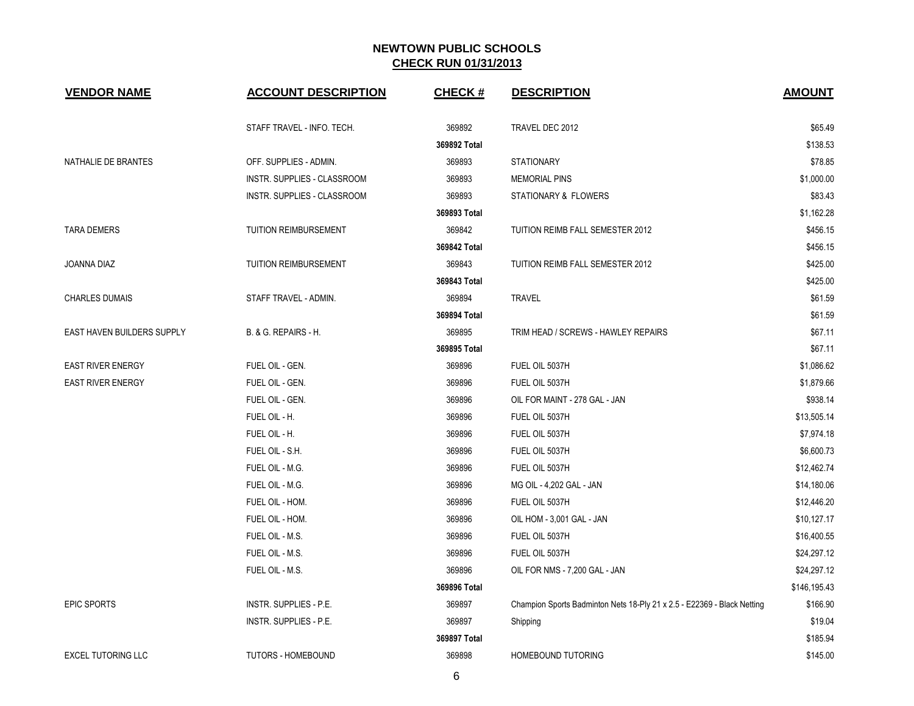## NEWTOWN PUBLIC SCHOOLS
## CHECK RUN 01/31/2013

| VENDOR NAME | ACCOUNT DESCRIPTION | CHECK # | DESCRIPTION | AMOUNT |
|---|---|---|---|---|
| | STAFF TRAVEL - INFO. TECH. | 369892 | TRAVEL DEC 2012 | $65.49 |
| | | 369892 Total | | $138.53 |
| NATHALIE DE BRANTES | OFF. SUPPLIES - ADMIN. | 369893 | STATIONARY | $78.85 |
| | INSTR. SUPPLIES - CLASSROOM | 369893 | MEMORIAL PINS | $1,000.00 |
| | INSTR. SUPPLIES - CLASSROOM | 369893 | STATIONARY & FLOWERS | $83.43 |
| | | 369893 Total | | $1,162.28 |
| TARA DEMERS | TUITION REIMBURSEMENT | 369842 | TUITION REIMB FALL SEMESTER 2012 | $456.15 |
| | | 369842 Total | | $456.15 |
| JOANNA DIAZ | TUITION REIMBURSEMENT | 369843 | TUITION REIMB FALL SEMESTER 2012 | $425.00 |
| | | 369843 Total | | $425.00 |
| CHARLES DUMAIS | STAFF TRAVEL - ADMIN. | 369894 | TRAVEL | $61.59 |
| | | 369894 Total | | $61.59 |
| EAST HAVEN BUILDERS SUPPLY | B. & G. REPAIRS - H. | 369895 | TRIM HEAD / SCREWS - HAWLEY REPAIRS | $67.11 |
| | | 369895 Total | | $67.11 |
| EAST RIVER ENERGY | FUEL OIL - GEN. | 369896 | FUEL OIL 5037H | $1,086.62 |
| EAST RIVER ENERGY | FUEL OIL - GEN. | 369896 | FUEL OIL 5037H | $1,879.66 |
| | FUEL OIL - GEN. | 369896 | OIL FOR MAINT - 278 GAL - JAN | $938.14 |
| | FUEL OIL - H. | 369896 | FUEL OIL 5037H | $13,505.14 |
| | FUEL OIL - H. | 369896 | FUEL OIL 5037H | $7,974.18 |
| | FUEL OIL - S.H. | 369896 | FUEL OIL 5037H | $6,600.73 |
| | FUEL OIL - M.G. | 369896 | FUEL OIL 5037H | $12,462.74 |
| | FUEL OIL - M.G. | 369896 | MG OIL - 4,202 GAL - JAN | $14,180.06 |
| | FUEL OIL - HOM. | 369896 | FUEL OIL 5037H | $12,446.20 |
| | FUEL OIL - HOM. | 369896 | OIL HOM - 3,001 GAL - JAN | $10,127.17 |
| | FUEL OIL - M.S. | 369896 | FUEL OIL 5037H | $16,400.55 |
| | FUEL OIL - M.S. | 369896 | FUEL OIL 5037H | $24,297.12 |
| | FUEL OIL - M.S. | 369896 | OIL FOR NMS - 7,200 GAL - JAN | $24,297.12 |
| | | 369896 Total | | $146,195.43 |
| EPIC SPORTS | INSTR. SUPPLIES - P.E. | 369897 | Champion Sports Badminton Nets 18-Ply 21 x 2.5 - E22369 - Black Netting | $166.90 |
| | INSTR. SUPPLIES - P.E. | 369897 | Shipping | $19.04 |
| | | 369897 Total | | $185.94 |
| EXCEL TUTORING LLC | TUTORS - HOMEBOUND | 369898 | HOMEBOUND TUTORING | $145.00 |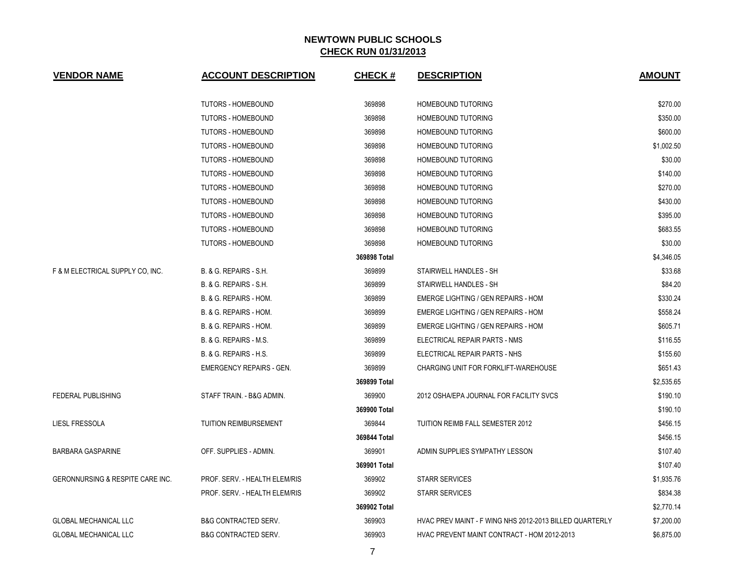## NEWTOWN PUBLIC SCHOOLS
## CHECK RUN 01/31/2013

| VENDOR NAME | ACCOUNT DESCRIPTION | CHECK # | DESCRIPTION | AMOUNT |
|---|---|---|---|---|
| | TUTORS - HOMEBOUND | 369898 | HOMEBOUND TUTORING | $270.00 |
| | TUTORS - HOMEBOUND | 369898 | HOMEBOUND TUTORING | $350.00 |
| | TUTORS - HOMEBOUND | 369898 | HOMEBOUND TUTORING | $600.00 |
| | TUTORS - HOMEBOUND | 369898 | HOMEBOUND TUTORING | $1,002.50 |
| | TUTORS - HOMEBOUND | 369898 | HOMEBOUND TUTORING | $30.00 |
| | TUTORS - HOMEBOUND | 369898 | HOMEBOUND TUTORING | $140.00 |
| | TUTORS - HOMEBOUND | 369898 | HOMEBOUND TUTORING | $270.00 |
| | TUTORS - HOMEBOUND | 369898 | HOMEBOUND TUTORING | $430.00 |
| | TUTORS - HOMEBOUND | 369898 | HOMEBOUND TUTORING | $395.00 |
| | TUTORS - HOMEBOUND | 369898 | HOMEBOUND TUTORING | $683.55 |
| | TUTORS - HOMEBOUND | 369898 | HOMEBOUND TUTORING | $30.00 |
| | | 369898 Total | | $4,346.05 |
| F & M ELECTRICAL SUPPLY CO, INC. | B. & G. REPAIRS - S.H. | 369899 | STAIRWELL HANDLES - SH | $33.68 |
| | B. & G. REPAIRS - S.H. | 369899 | STAIRWELL HANDLES - SH | $84.20 |
| | B. & G. REPAIRS - HOM. | 369899 | EMERGE LIGHTING / GEN REPAIRS - HOM | $330.24 |
| | B. & G. REPAIRS - HOM. | 369899 | EMERGE LIGHTING / GEN REPAIRS - HOM | $558.24 |
| | B. & G. REPAIRS - HOM. | 369899 | EMERGE LIGHTING / GEN REPAIRS - HOM | $605.71 |
| | B. & G. REPAIRS - M.S. | 369899 | ELECTRICAL REPAIR PARTS - NMS | $116.55 |
| | B. & G. REPAIRS - H.S. | 369899 | ELECTRICAL REPAIR PARTS - NHS | $155.60 |
| | EMERGENCY REPAIRS - GEN. | 369899 | CHARGING UNIT FOR FORKLIFT-WAREHOUSE | $651.43 |
| | | 369899 Total | | $2,535.65 |
| FEDERAL PUBLISHING | STAFF TRAIN. - B&G ADMIN. | 369900 | 2012 OSHA/EPA JOURNAL FOR FACILITY SVCS | $190.10 |
| | | 369900 Total | | $190.10 |
| LIESL FRESSOLA | TUITION REIMBURSEMENT | 369844 | TUITION REIMB FALL SEMESTER 2012 | $456.15 |
| | | 369844 Total | | $456.15 |
| BARBARA GASPARINE | OFF. SUPPLIES - ADMIN. | 369901 | ADMIN SUPPLIES SYMPATHY LESSON | $107.40 |
| | | 369901 Total | | $107.40 |
| GERONNURSING & RESPITE CARE INC. | PROF. SERV. - HEALTH ELEM/RIS | 369902 | STARR SERVICES | $1,935.76 |
| | PROF. SERV. - HEALTH ELEM/RIS | 369902 | STARR SERVICES | $834.38 |
| | | 369902 Total | | $2,770.14 |
| GLOBAL MECHANICAL LLC | B&G CONTRACTED SERV. | 369903 | HVAC PREV MAINT - F WING NHS 2012-2013 BILLED QUARTERLY | $7,200.00 |
| GLOBAL MECHANICAL LLC | B&G CONTRACTED SERV. | 369903 | HVAC PREVENT MAINT CONTRACT - HOM 2012-2013 | $6,875.00 |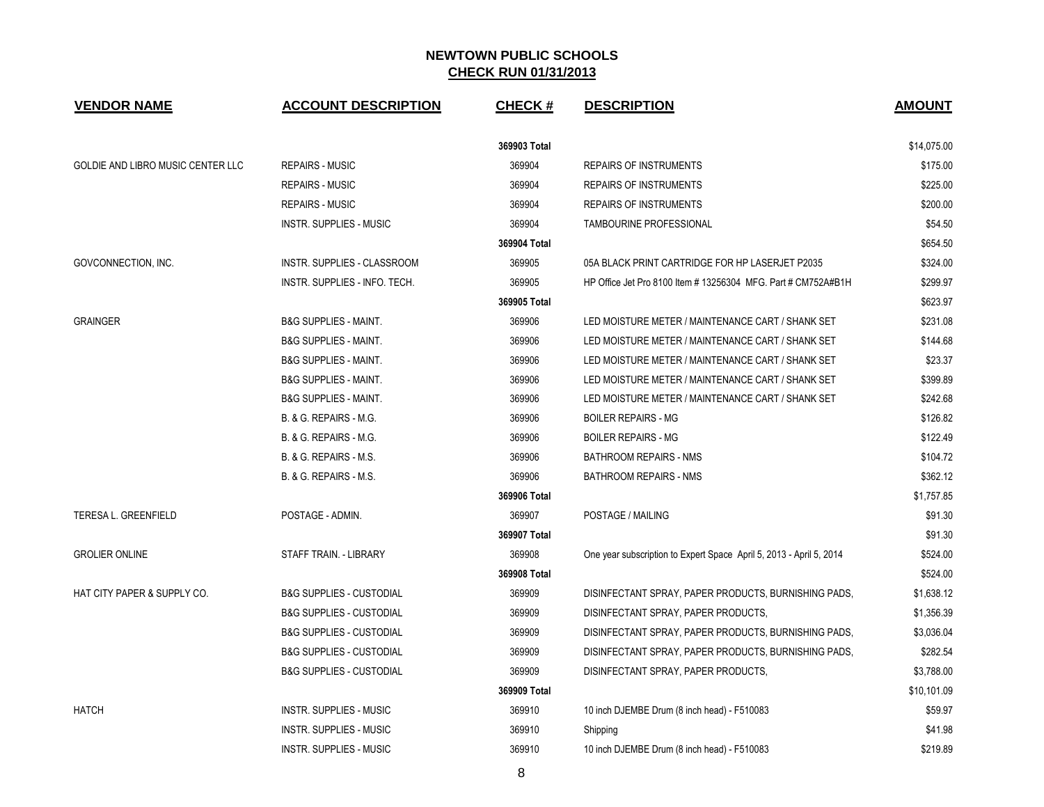# NEWTOWN PUBLIC SCHOOLS

## CHECK RUN 01/31/2013

| VENDOR NAME | ACCOUNT DESCRIPTION | CHECK # | DESCRIPTION | AMOUNT |
|---|---|---|---|---|
| | | 369903 Total | | $14,075.00 |
| GOLDIE AND LIBRO MUSIC CENTER LLC | REPAIRS - MUSIC | 369904 | REPAIRS OF INSTRUMENTS | $175.00 |
| | REPAIRS - MUSIC | 369904 | REPAIRS OF INSTRUMENTS | $225.00 |
| | REPAIRS - MUSIC | 369904 | REPAIRS OF INSTRUMENTS | $200.00 |
| | INSTR. SUPPLIES - MUSIC | 369904 | TAMBOURINE PROFESSIONAL | $54.50 |
| | | 369904 Total | | $654.50 |
| GOVCONNECTION, INC. | INSTR. SUPPLIES - CLASSROOM | 369905 | 05A BLACK PRINT CARTRIDGE FOR HP LASERJET P2035 | $324.00 |
| | INSTR. SUPPLIES - INFO. TECH. | 369905 | HP Office Jet Pro 8100 Item # 13256304 MFG. Part # CM752A#B1H | $299.97 |
| | | 369905 Total | | $623.97 |
| GRAINGER | B&G SUPPLIES - MAINT. | 369906 | LED MOISTURE METER / MAINTENANCE CART / SHANK SET | $231.08 |
| | B&G SUPPLIES - MAINT. | 369906 | LED MOISTURE METER / MAINTENANCE CART / SHANK SET | $144.68 |
| | B&G SUPPLIES - MAINT. | 369906 | LED MOISTURE METER / MAINTENANCE CART / SHANK SET | $23.37 |
| | B&G SUPPLIES - MAINT. | 369906 | LED MOISTURE METER / MAINTENANCE CART / SHANK SET | $399.89 |
| | B&G SUPPLIES - MAINT. | 369906 | LED MOISTURE METER / MAINTENANCE CART / SHANK SET | $242.68 |
| | B. & G. REPAIRS - M.G. | 369906 | BOILER REPAIRS - MG | $126.82 |
| | B. & G. REPAIRS - M.G. | 369906 | BOILER REPAIRS - MG | $122.49 |
| | B. & G. REPAIRS - M.S. | 369906 | BATHROOM REPAIRS - NMS | $104.72 |
| | B. & G. REPAIRS - M.S. | 369906 | BATHROOM REPAIRS - NMS | $362.12 |
| | | 369906 Total | | $1,757.85 |
| TERESA L. GREENFIELD | POSTAGE - ADMIN. | 369907 | POSTAGE / MAILING | $91.30 |
| | | 369907 Total | | $91.30 |
| GROLIER ONLINE | STAFF TRAIN. - LIBRARY | 369908 | One year subscription to Expert Space April 5, 2013 - April 5, 2014 | $524.00 |
| | | 369908 Total | | $524.00 |
| HAT CITY PAPER & SUPPLY CO. | B&G SUPPLIES - CUSTODIAL | 369909 | DISINFECTANT SPRAY, PAPER PRODUCTS, BURNISHING PADS, | $1,638.12 |
| | B&G SUPPLIES - CUSTODIAL | 369909 | DISINFECTANT SPRAY, PAPER PRODUCTS, | $1,356.39 |
| | B&G SUPPLIES - CUSTODIAL | 369909 | DISINFECTANT SPRAY, PAPER PRODUCTS, BURNISHING PADS, | $3,036.04 |
| | B&G SUPPLIES - CUSTODIAL | 369909 | DISINFECTANT SPRAY, PAPER PRODUCTS, BURNISHING PADS, | $282.54 |
| | B&G SUPPLIES - CUSTODIAL | 369909 | DISINFECTANT SPRAY, PAPER PRODUCTS, | $3,788.00 |
| | | 369909 Total | | $10,101.09 |
| HATCH | INSTR. SUPPLIES - MUSIC | 369910 | 10 inch DJEMBE Drum (8 inch head) - F510083 | $59.97 |
| | INSTR. SUPPLIES - MUSIC | 369910 | Shipping | $41.98 |
| | INSTR. SUPPLIES - MUSIC | 369910 | 10 inch DJEMBE Drum (8 inch head) - F510083 | $219.89 |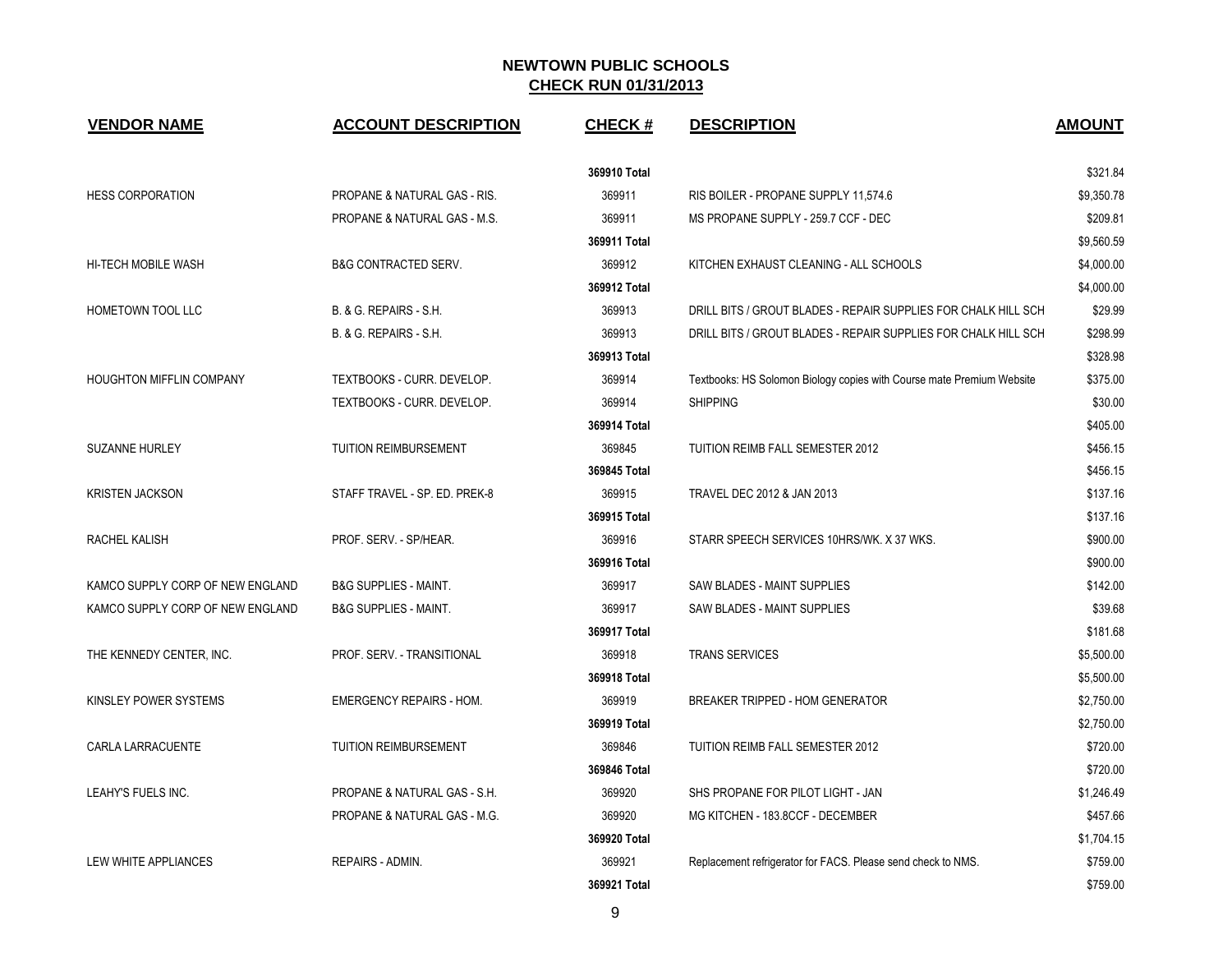# NEWTOWN PUBLIC SCHOOLS

## CHECK RUN 01/31/2013

| VENDOR NAME | ACCOUNT DESCRIPTION | CHECK # | DESCRIPTION | AMOUNT |
|---|---|---|---|---|
| | | 369910 Total | | $321.84 |
| HESS CORPORATION | PROPANE & NATURAL GAS - RIS. | 369911 | RIS BOILER - PROPANE SUPPLY 11,574.6 | $9,350.78 |
| | PROPANE & NATURAL GAS - M.S. | 369911 | MS PROPANE SUPPLY - 259.7 CCF - DEC | $209.81 |
| | | 369911 Total | | $9,560.59 |
| HI-TECH MOBILE WASH | B&G CONTRACTED SERV. | 369912 | KITCHEN EXHAUST CLEANING - ALL SCHOOLS | $4,000.00 |
| | | 369912 Total | | $4,000.00 |
| HOMETOWN TOOL LLC | B. & G. REPAIRS - S.H. | 369913 | DRILL BITS / GROUT BLADES - REPAIR SUPPLIES FOR CHALK HILL SCH | $29.99 |
| | B. & G. REPAIRS - S.H. | 369913 | DRILL BITS / GROUT BLADES - REPAIR SUPPLIES FOR CHALK HILL SCH | $298.99 |
| | | 369913 Total | | $328.98 |
| HOUGHTON MIFFLIN COMPANY | TEXTBOOKS - CURR. DEVELOP. | 369914 | Textbooks: HS Solomon Biology copies with Course mate Premium Website | $375.00 |
| | TEXTBOOKS - CURR. DEVELOP. | 369914 | SHIPPING | $30.00 |
| | | 369914 Total | | $405.00 |
| SUZANNE HURLEY | TUITION REIMBURSEMENT | 369845 | TUITION REIMB FALL SEMESTER 2012 | $456.15 |
| | | 369845 Total | | $456.15 |
| KRISTEN JACKSON | STAFF TRAVEL - SP. ED. PREK-8 | 369915 | TRAVEL DEC 2012 & JAN 2013 | $137.16 |
| | | 369915 Total | | $137.16 |
| RACHEL KALISH | PROF. SERV. - SP/HEAR. | 369916 | STARR SPEECH SERVICES 10HRS/WK. X 37 WKS. | $900.00 |
| | | 369916 Total | | $900.00 |
| KAMCO SUPPLY CORP OF NEW ENGLAND | B&G SUPPLIES - MAINT. | 369917 | SAW BLADES - MAINT SUPPLIES | $142.00 |
| KAMCO SUPPLY CORP OF NEW ENGLAND | B&G SUPPLIES - MAINT. | 369917 | SAW BLADES - MAINT SUPPLIES | $39.68 |
| | | 369917 Total | | $181.68 |
| THE KENNEDY CENTER, INC. | PROF. SERV. - TRANSITIONAL | 369918 | TRANS SERVICES | $5,500.00 |
| | | 369918 Total | | $5,500.00 |
| KINSLEY POWER SYSTEMS | EMERGENCY REPAIRS - HOM. | 369919 | BREAKER TRIPPED - HOM GENERATOR | $2,750.00 |
| | | 369919 Total | | $2,750.00 |
| CARLA LARRACUENTE | TUITION REIMBURSEMENT | 369846 | TUITION REIMB FALL SEMESTER 2012 | $720.00 |
| | | 369846 Total | | $720.00 |
| LEAHY'S FUELS INC. | PROPANE & NATURAL GAS - S.H. | 369920 | SHS PROPANE FOR PILOT LIGHT - JAN | $1,246.49 |
| | PROPANE & NATURAL GAS - M.G. | 369920 | MG KITCHEN - 183.8CCF - DECEMBER | $457.66 |
| | | 369920 Total | | $1,704.15 |
| LEW WHITE APPLIANCES | REPAIRS - ADMIN. | 369921 | Replacement refrigerator for FACS. Please send check to NMS. | $759.00 |
| | | 369921 Total | | $759.00 |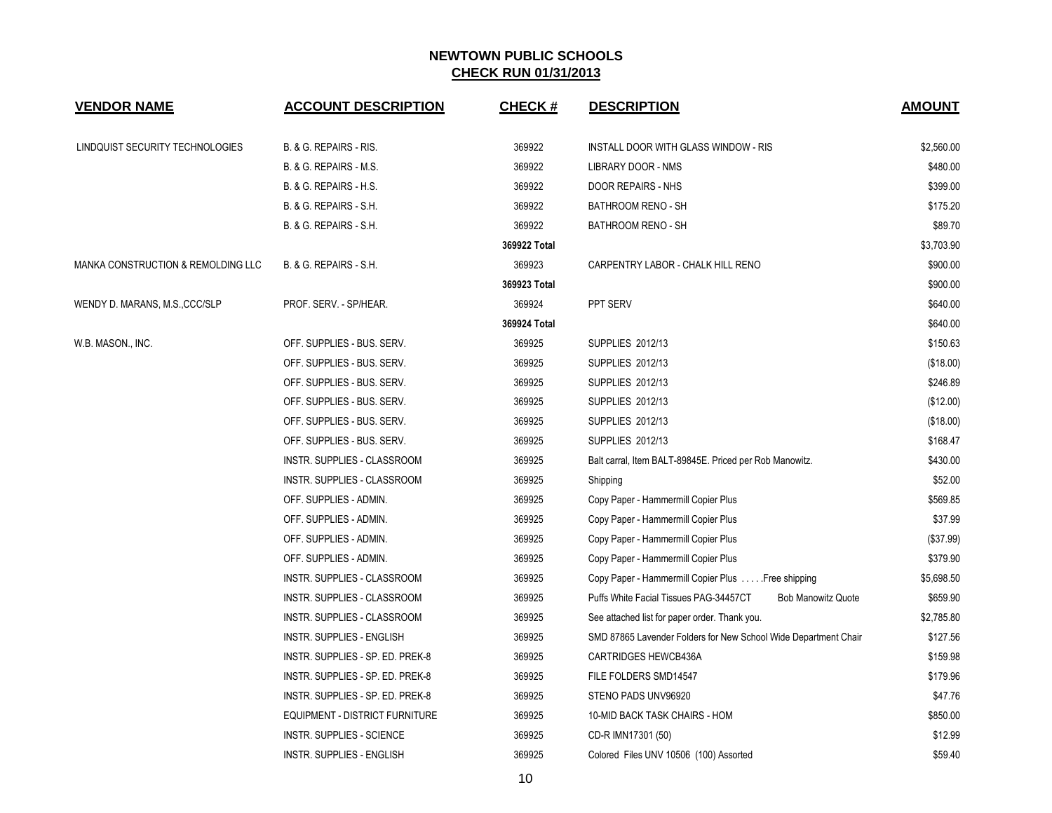## NEWTOWN PUBLIC SCHOOLS
## CHECK RUN 01/31/2013

| VENDOR NAME | ACCOUNT DESCRIPTION | CHECK # | DESCRIPTION | AMOUNT |
|---|---|---|---|---|
| LINDQUIST SECURITY TECHNOLOGIES | B. & G. REPAIRS - RIS. | 369922 | INSTALL DOOR WITH GLASS WINDOW - RIS | $2,560.00 |
| | B. & G. REPAIRS - M.S. | 369922 | LIBRARY DOOR - NMS | $480.00 |
| | B. & G. REPAIRS - H.S. | 369922 | DOOR REPAIRS - NHS | $399.00 |
| | B. & G. REPAIRS - S.H. | 369922 | BATHROOM RENO - SH | $175.20 |
| | B. & G. REPAIRS - S.H. | 369922 | BATHROOM RENO - SH | $89.70 |
| | | 369922 Total | | $3,703.90 |
| MANKA CONSTRUCTION & REMOLDING LLC | B. & G. REPAIRS - S.H. | 369923 | CARPENTRY LABOR - CHALK HILL RENO | $900.00 |
| | | 369923 Total | | $900.00 |
| WENDY D. MARANS, M.S.,CCC/SLP | PROF. SERV. - SP/HEAR. | 369924 | PPT SERV | $640.00 |
| | | 369924 Total | | $640.00 |
| W.B. MASON., INC. | OFF. SUPPLIES - BUS. SERV. | 369925 | SUPPLIES 2012/13 | $150.63 |
| | OFF. SUPPLIES - BUS. SERV. | 369925 | SUPPLIES 2012/13 | ($18.00) |
| | OFF. SUPPLIES - BUS. SERV. | 369925 | SUPPLIES 2012/13 | $246.89 |
| | OFF. SUPPLIES - BUS. SERV. | 369925 | SUPPLIES 2012/13 | ($12.00) |
| | OFF. SUPPLIES - BUS. SERV. | 369925 | SUPPLIES 2012/13 | ($18.00) |
| | OFF. SUPPLIES - BUS. SERV. | 369925 | SUPPLIES 2012/13 | $168.47 |
| | INSTR. SUPPLIES - CLASSROOM | 369925 | Balt carral, Item BALT-89845E. Priced per Rob Manowitz. | $430.00 |
| | INSTR. SUPPLIES - CLASSROOM | 369925 | Shipping | $52.00 |
| | OFF. SUPPLIES - ADMIN. | 369925 | Copy Paper - Hammermill Copier Plus | $569.85 |
| | OFF. SUPPLIES - ADMIN. | 369925 | Copy Paper - Hammermill Copier Plus | $37.99 |
| | OFF. SUPPLIES - ADMIN. | 369925 | Copy Paper - Hammermill Copier Plus | ($37.99) |
| | OFF. SUPPLIES - ADMIN. | 369925 | Copy Paper - Hammermill Copier Plus | $379.90 |
| | INSTR. SUPPLIES - CLASSROOM | 369925 | Copy Paper - Hammermill Copier Plus . . . . .Free shipping | $5,698.50 |
| | INSTR. SUPPLIES - CLASSROOM | 369925 | Puffs White Facial Tissues PAG-34457CT Bob Manowitz Quote | $659.90 |
| | INSTR. SUPPLIES - CLASSROOM | 369925 | See attached list for paper order. Thank you. | $2,785.80 |
| | INSTR. SUPPLIES - ENGLISH | 369925 | SMD 87865 Lavender Folders for New School Wide Department Chair | $127.56 |
| | INSTR. SUPPLIES - SP. ED. PREK-8 | 369925 | CARTRIDGES HEWCB436A | $159.98 |
| | INSTR. SUPPLIES - SP. ED. PREK-8 | 369925 | FILE FOLDERS SMD14547 | $179.96 |
| | INSTR. SUPPLIES - SP. ED. PREK-8 | 369925 | STENO PADS UNV96920 | $47.76 |
| | EQUIPMENT - DISTRICT FURNITURE | 369925 | 10-MID BACK TASK CHAIRS - HOM | $850.00 |
| | INSTR. SUPPLIES - SCIENCE | 369925 | CD-R IMN17301 (50) | $12.99 |
| | INSTR. SUPPLIES - ENGLISH | 369925 | Colored Files UNV 10506 (100) Assorted | $59.40 |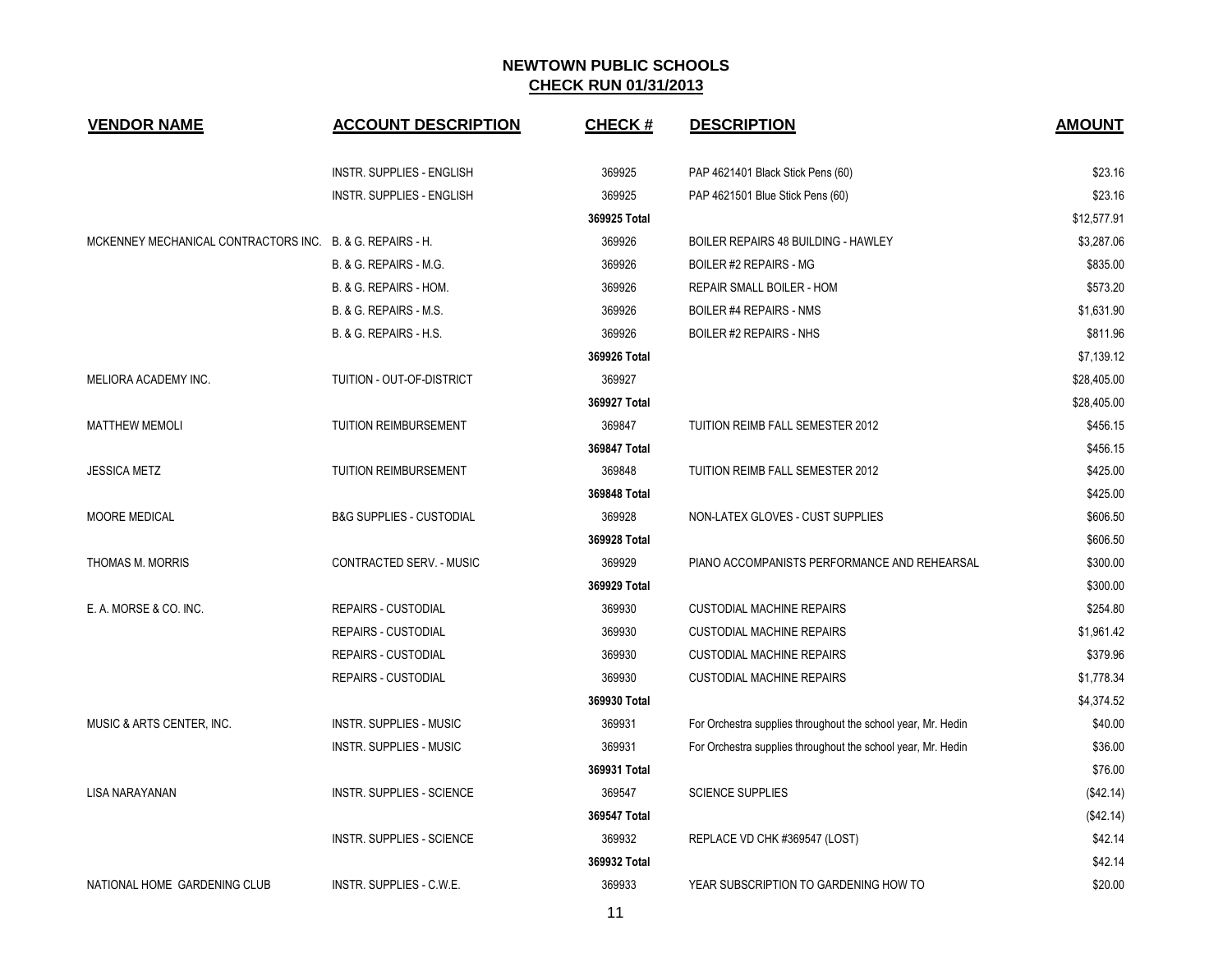# NEWTOWN PUBLIC SCHOOLS

## CHECK RUN 01/31/2013

| VENDOR NAME | ACCOUNT DESCRIPTION | CHECK # | DESCRIPTION | AMOUNT |
|---|---|---|---|---|
| | INSTR. SUPPLIES - ENGLISH | 369925 | PAP 4621401 Black Stick Pens (60) | $23.16 |
| | INSTR. SUPPLIES - ENGLISH | 369925 | PAP 4621501 Blue Stick Pens (60) | $23.16 |
| | | 369925 Total | | $12,577.91 |
| MCKENNEY MECHANICAL CONTRACTORS INC. | B. & G. REPAIRS - H. | 369926 | BOILER REPAIRS 48 BUILDING - HAWLEY | $3,287.06 |
| | B. & G. REPAIRS - M.G. | 369926 | BOILER #2 REPAIRS - MG | $835.00 |
| | B. & G. REPAIRS - HOM. | 369926 | REPAIR SMALL BOILER - HOM | $573.20 |
| | B. & G. REPAIRS - M.S. | 369926 | BOILER #4 REPAIRS - NMS | $1,631.90 |
| | B. & G. REPAIRS - H.S. | 369926 | BOILER #2 REPAIRS - NHS | $811.96 |
| | | 369926 Total | | $7,139.12 |
| MELIORA ACADEMY INC. | TUITION - OUT-OF-DISTRICT | 369927 | | $28,405.00 |
| | | 369927 Total | | $28,405.00 |
| MATTHEW MEMOLI | TUITION REIMBURSEMENT | 369847 | TUITION REIMB FALL SEMESTER 2012 | $456.15 |
| | | 369847 Total | | $456.15 |
| JESSICA METZ | TUITION REIMBURSEMENT | 369848 | TUITION REIMB FALL SEMESTER 2012 | $425.00 |
| | | 369848 Total | | $425.00 |
| MOORE MEDICAL | B&G SUPPLIES - CUSTODIAL | 369928 | NON-LATEX GLOVES - CUST SUPPLIES | $606.50 |
| | | 369928 Total | | $606.50 |
| THOMAS M. MORRIS | CONTRACTED SERV. - MUSIC | 369929 | PIANO ACCOMPANISTS PERFORMANCE AND REHEARSAL | $300.00 |
| | | 369929 Total | | $300.00 |
| E. A. MORSE & CO. INC. | REPAIRS - CUSTODIAL | 369930 | CUSTODIAL MACHINE REPAIRS | $254.80 |
| | REPAIRS - CUSTODIAL | 369930 | CUSTODIAL MACHINE REPAIRS | $1,961.42 |
| | REPAIRS - CUSTODIAL | 369930 | CUSTODIAL MACHINE REPAIRS | $379.96 |
| | REPAIRS - CUSTODIAL | 369930 | CUSTODIAL MACHINE REPAIRS | $1,778.34 |
| | | 369930 Total | | $4,374.52 |
| MUSIC & ARTS CENTER, INC. | INSTR. SUPPLIES - MUSIC | 369931 | For Orchestra supplies throughout the school year, Mr. Hedin | $40.00 |
| | INSTR. SUPPLIES - MUSIC | 369931 | For Orchestra supplies throughout the school year, Mr. Hedin | $36.00 |
| | | 369931 Total | | $76.00 |
| LISA NARAYANAN | INSTR. SUPPLIES - SCIENCE | 369547 | SCIENCE SUPPLIES | ($42.14) |
| | | 369547 Total | | ($42.14) |
| | INSTR. SUPPLIES - SCIENCE | 369932 | REPLACE VD CHK #369547 (LOST) | $42.14 |
| | | 369932 Total | | $42.14 |
| NATIONAL HOME GARDENING CLUB | INSTR. SUPPLIES - C.W.E. | 369933 | YEAR SUBSCRIPTION TO GARDENING HOW TO | $20.00 |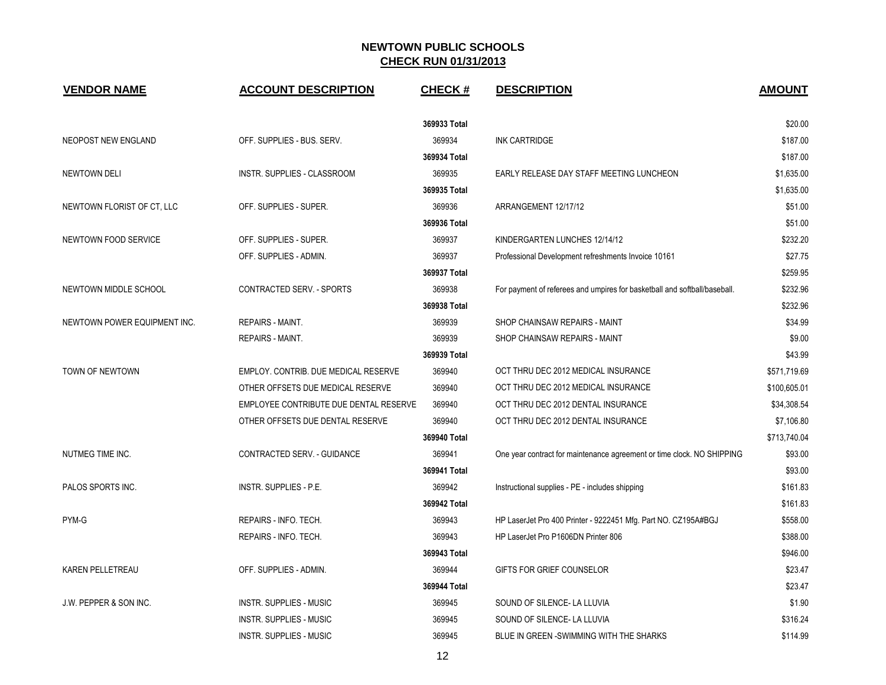# NEWTOWN PUBLIC SCHOOLS

## CHECK RUN 01/31/2013

| VENDOR NAME | ACCOUNT DESCRIPTION | CHECK # | DESCRIPTION | AMOUNT |
|---|---|---|---|---|
| | | **369933 Total** | | $20.00 |
| NEOPOST NEW ENGLAND | OFF. SUPPLIES - BUS. SERV. | 369934 | INK CARTRIDGE | $187.00 |
| | | **369934 Total** | | $187.00 |
| NEWTOWN DELI | INSTR. SUPPLIES - CLASSROOM | 369935 | EARLY RELEASE DAY STAFF MEETING LUNCHEON | $1,635.00 |
| | | **369935 Total** | | $1,635.00 |
| NEWTOWN FLORIST OF CT, LLC | OFF. SUPPLIES - SUPER. | 369936 | ARRANGEMENT 12/17/12 | $51.00 |
| | | **369936 Total** | | $51.00 |
| NEWTOWN FOOD SERVICE | OFF. SUPPLIES - SUPER. | 369937 | KINDERGARTEN LUNCHES 12/14/12 | $232.20 |
| | OFF. SUPPLIES - ADMIN. | 369937 | Professional Development refreshments Invoice 10161 | $27.75 |
| | | **369937 Total** | | $259.95 |
| NEWTOWN MIDDLE SCHOOL | CONTRACTED SERV. - SPORTS | 369938 | For payment of referees and umpires for basketball and softball/baseball. | $232.96 |
| | | **369938 Total** | | $232.96 |
| NEWTOWN POWER EQUIPMENT INC. | REPAIRS - MAINT. | 369939 | SHOP CHAINSAW REPAIRS - MAINT | $34.99 |
| | REPAIRS - MAINT. | 369939 | SHOP CHAINSAW REPAIRS - MAINT | $9.00 |
| | | **369939 Total** | | $43.99 |
| TOWN OF NEWTOWN | EMPLOY. CONTRIB. DUE MEDICAL RESERVE | 369940 | OCT THRU DEC 2012 MEDICAL INSURANCE | $571,719.69 |
| | OTHER OFFSETS DUE MEDICAL RESERVE | 369940 | OCT THRU DEC 2012 MEDICAL INSURANCE | $100,605.01 |
| | EMPLOYEE CONTRIBUTE DUE DENTAL RESERVE | 369940 | OCT THRU DEC 2012 DENTAL INSURANCE | $34,308.54 |
| | OTHER OFFSETS DUE DENTAL RESERVE | 369940 | OCT THRU DEC 2012 DENTAL INSURANCE | $7,106.80 |
| | | **369940 Total** | | $713,740.04 |
| NUTMEG TIME INC. | CONTRACTED SERV. - GUIDANCE | 369941 | One year contract for maintenance agreement or time clock. NO SHIPPING | $93.00 |
| | | **369941 Total** | | $93.00 |
| PALOS SPORTS INC. | INSTR. SUPPLIES - P.E. | 369942 | Instructional supplies - PE - includes shipping | $161.83 |
| | | **369942 Total** | | $161.83 |
| PYM-G | REPAIRS - INFO. TECH. | 369943 | HP LaserJet Pro 400 Printer - 9222451 Mfg. Part NO. CZ195A#BGJ | $558.00 |
| | REPAIRS - INFO. TECH. | 369943 | HP LaserJet Pro P1606DN Printer 806 | $388.00 |
| | | **369943 Total** | | $946.00 |
| KAREN PELLETREAU | OFF. SUPPLIES - ADMIN. | 369944 | GIFTS FOR GRIEF COUNSELOR | $23.47 |
| | | **369944 Total** | | $23.47 |
| J.W. PEPPER & SON INC. | INSTR. SUPPLIES - MUSIC | 369945 | SOUND OF SILENCE- LA LLUVIA | $1.90 |
| | INSTR. SUPPLIES - MUSIC | 369945 | SOUND OF SILENCE- LA LLUVIA | $316.24 |
| | INSTR. SUPPLIES - MUSIC | 369945 | BLUE IN GREEN -SWIMMING WITH THE SHARKS | $114.99 |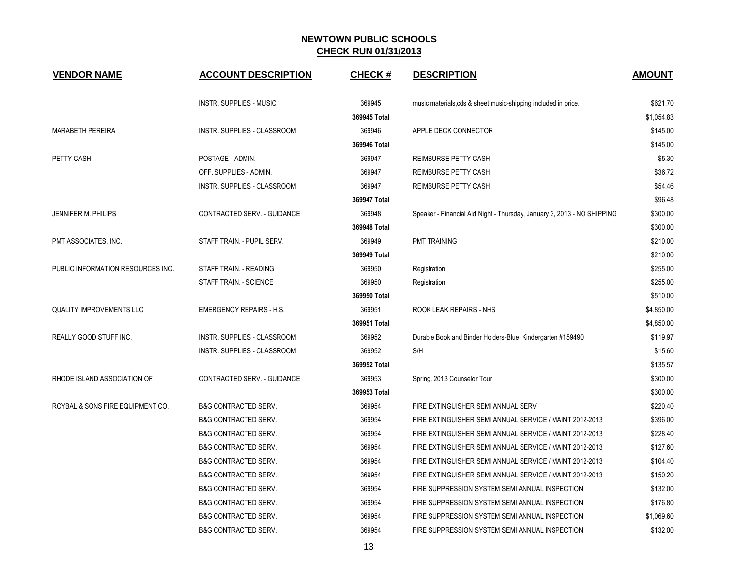# NEWTOWN PUBLIC SCHOOLS

## CHECK RUN 01/31/2013

| VENDOR NAME | ACCOUNT DESCRIPTION | CHECK # | DESCRIPTION | AMOUNT |
|---|---|---|---|---|
| | INSTR. SUPPLIES - MUSIC | 369945 | music materials,cds & sheet music-shipping included in price. | $621.70 |
| | | 369945 Total | | $1,054.83 |
| MARABETH PEREIRA | INSTR. SUPPLIES - CLASSROOM | 369946 | APPLE DECK CONNECTOR | $145.00 |
| | | 369946 Total | | $145.00 |
| PETTY CASH | POSTAGE - ADMIN. | 369947 | REIMBURSE PETTY CASH | $5.30 |
| | OFF. SUPPLIES - ADMIN. | 369947 | REIMBURSE PETTY CASH | $36.72 |
| | INSTR. SUPPLIES - CLASSROOM | 369947 | REIMBURSE PETTY CASH | $54.46 |
| | | 369947 Total | | $96.48 |
| JENNIFER M. PHILIPS | CONTRACTED SERV. - GUIDANCE | 369948 | Speaker - Financial Aid Night - Thursday, January 3, 2013 - NO SHIPPING | $300.00 |
| | | 369948 Total | | $300.00 |
| PMT ASSOCIATES, INC. | STAFF TRAIN. - PUPIL SERV. | 369949 | PMT TRAINING | $210.00 |
| | | 369949 Total | | $210.00 |
| PUBLIC INFORMATION RESOURCES INC. | STAFF TRAIN. - READING | 369950 | Registration | $255.00 |
| | STAFF TRAIN. - SCIENCE | 369950 | Registration | $255.00 |
| | | 369950 Total | | $510.00 |
| QUALITY IMPROVEMENTS LLC | EMERGENCY REPAIRS - H.S. | 369951 | ROOK LEAK REPAIRS - NHS | $4,850.00 |
| | | 369951 Total | | $4,850.00 |
| REALLY GOOD STUFF INC. | INSTR. SUPPLIES - CLASSROOM | 369952 | Durable Book and Binder Holders-Blue Kindergarten #159490 | $119.97 |
| | INSTR. SUPPLIES - CLASSROOM | 369952 | S/H | $15.60 |
| | | 369952 Total | | $135.57 |
| RHODE ISLAND ASSOCIATION OF | CONTRACTED SERV. - GUIDANCE | 369953 | Spring, 2013 Counselor Tour | $300.00 |
| | | 369953 Total | | $300.00 |
| ROYBAL & SONS FIRE EQUIPMENT CO. | B&G CONTRACTED SERV. | 369954 | FIRE EXTINGUISHER SEMI ANNUAL SERV | $220.40 |
| | B&G CONTRACTED SERV. | 369954 | FIRE EXTINGUISHER SEMI ANNUAL SERVICE / MAINT 2012-2013 | $396.00 |
| | B&G CONTRACTED SERV. | 369954 | FIRE EXTINGUISHER SEMI ANNUAL SERVICE / MAINT 2012-2013 | $228.40 |
| | B&G CONTRACTED SERV. | 369954 | FIRE EXTINGUISHER SEMI ANNUAL SERVICE / MAINT 2012-2013 | $127.60 |
| | B&G CONTRACTED SERV. | 369954 | FIRE EXTINGUISHER SEMI ANNUAL SERVICE / MAINT 2012-2013 | $104.40 |
| | B&G CONTRACTED SERV. | 369954 | FIRE EXTINGUISHER SEMI ANNUAL SERVICE / MAINT 2012-2013 | $150.20 |
| | B&G CONTRACTED SERV. | 369954 | FIRE SUPPRESSION SYSTEM SEMI ANNUAL INSPECTION | $132.00 |
| | B&G CONTRACTED SERV. | 369954 | FIRE SUPPRESSION SYSTEM SEMI ANNUAL INSPECTION | $176.80 |
| | B&G CONTRACTED SERV. | 369954 | FIRE SUPPRESSION SYSTEM SEMI ANNUAL INSPECTION | $1,069.60 |
| | B&G CONTRACTED SERV. | 369954 | FIRE SUPPRESSION SYSTEM SEMI ANNUAL INSPECTION | $132.00 |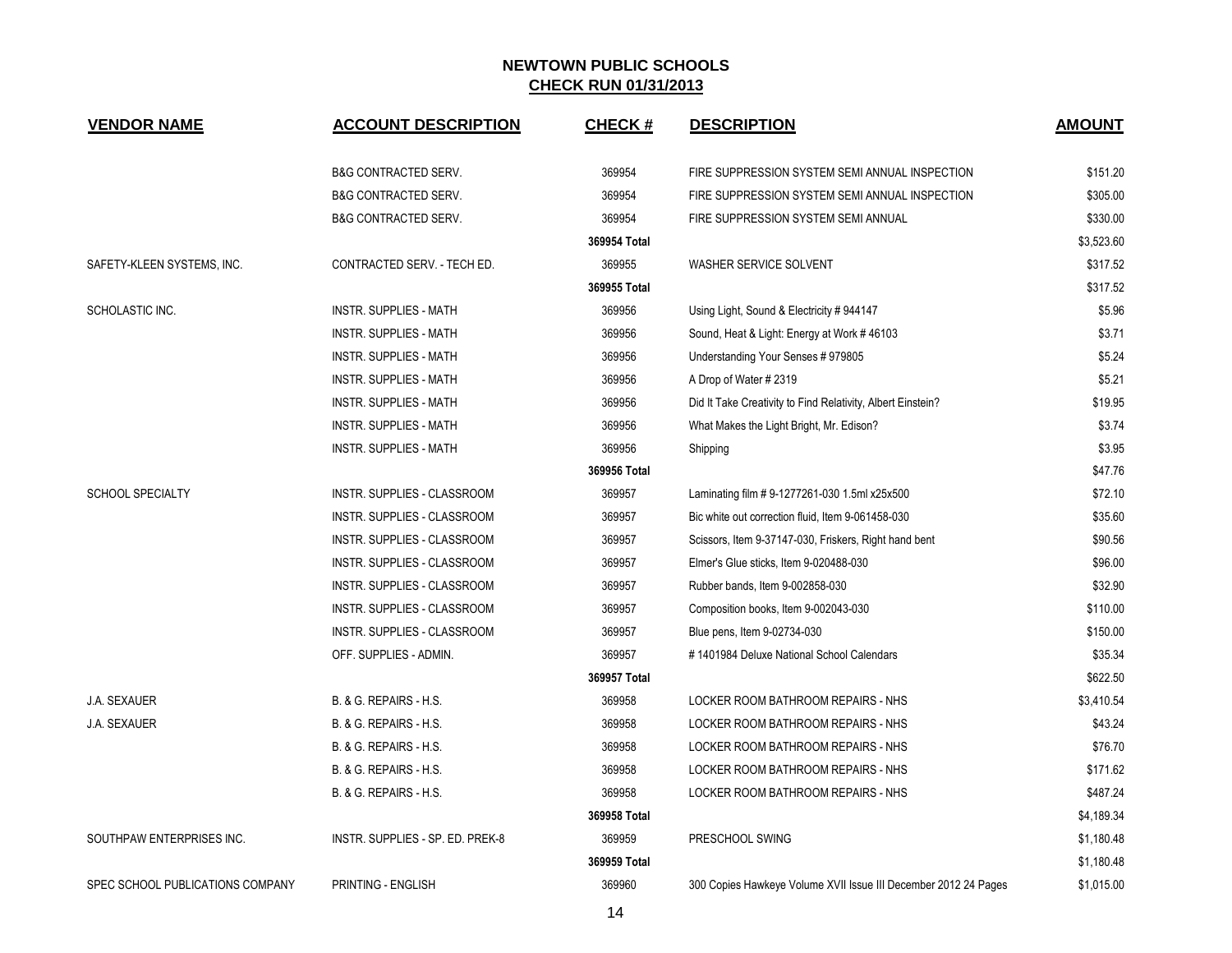## NEWTOWN PUBLIC SCHOOLS
## CHECK RUN 01/31/2013

| VENDOR NAME | ACCOUNT DESCRIPTION | CHECK # | DESCRIPTION | AMOUNT |
|---|---|---|---|---|
| | B&G CONTRACTED SERV. | 369954 | FIRE SUPPRESSION SYSTEM SEMI ANNUAL INSPECTION | $151.20 |
| | B&G CONTRACTED SERV. | 369954 | FIRE SUPPRESSION SYSTEM SEMI ANNUAL INSPECTION | $305.00 |
| | B&G CONTRACTED SERV. | 369954 | FIRE SUPPRESSION SYSTEM SEMI ANNUAL | $330.00 |
| | | 369954 Total | | $3,523.60 |
| SAFETY-KLEEN SYSTEMS, INC. | CONTRACTED SERV. - TECH ED. | 369955 | WASHER SERVICE SOLVENT | $317.52 |
| | | 369955 Total | | $317.52 |
| SCHOLASTIC INC. | INSTR. SUPPLIES - MATH | 369956 | Using Light, Sound & Electricity # 944147 | $5.96 |
| | INSTR. SUPPLIES - MATH | 369956 | Sound, Heat & Light: Energy at Work # 46103 | $3.71 |
| | INSTR. SUPPLIES - MATH | 369956 | Understanding Your Senses # 979805 | $5.24 |
| | INSTR. SUPPLIES - MATH | 369956 | A Drop of Water # 2319 | $5.21 |
| | INSTR. SUPPLIES - MATH | 369956 | Did It Take Creativity to Find Relativity, Albert Einstein? | $19.95 |
| | INSTR. SUPPLIES - MATH | 369956 | What Makes the Light Bright, Mr. Edison? | $3.74 |
| | INSTR. SUPPLIES - MATH | 369956 | Shipping | $3.95 |
| | | 369956 Total | | $47.76 |
| SCHOOL SPECIALTY | INSTR. SUPPLIES - CLASSROOM | 369957 | Laminating film # 9-1277261-030 1.5ml x25x500 | $72.10 |
| | INSTR. SUPPLIES - CLASSROOM | 369957 | Bic white out correction fluid, Item 9-061458-030 | $35.60 |
| | INSTR. SUPPLIES - CLASSROOM | 369957 | Scissors, Item 9-37147-030, Friskers, Right hand bent | $90.56 |
| | INSTR. SUPPLIES - CLASSROOM | 369957 | Elmer's Glue sticks, Item 9-020488-030 | $96.00 |
| | INSTR. SUPPLIES - CLASSROOM | 369957 | Rubber bands, Item 9-002858-030 | $32.90 |
| | INSTR. SUPPLIES - CLASSROOM | 369957 | Composition books, Item 9-002043-030 | $110.00 |
| | INSTR. SUPPLIES - CLASSROOM | 369957 | Blue pens, Item 9-02734-030 | $150.00 |
| | OFF. SUPPLIES - ADMIN. | 369957 | # 1401984 Deluxe National School Calendars | $35.34 |
| | | 369957 Total | | $622.50 |
| J.A. SEXAUER | B. & G. REPAIRS - H.S. | 369958 | LOCKER ROOM BATHROOM REPAIRS - NHS | $3,410.54 |
| J.A. SEXAUER | B. & G. REPAIRS - H.S. | 369958 | LOCKER ROOM BATHROOM REPAIRS - NHS | $43.24 |
| | B. & G. REPAIRS - H.S. | 369958 | LOCKER ROOM BATHROOM REPAIRS - NHS | $76.70 |
| | B. & G. REPAIRS - H.S. | 369958 | LOCKER ROOM BATHROOM REPAIRS - NHS | $171.62 |
| | B. & G. REPAIRS - H.S. | 369958 | LOCKER ROOM BATHROOM REPAIRS - NHS | $487.24 |
| | | 369958 Total | | $4,189.34 |
| SOUTHPAW ENTERPRISES INC. | INSTR. SUPPLIES - SP. ED. PREK-8 | 369959 | PRESCHOOL SWING | $1,180.48 |
| | | 369959 Total | | $1,180.48 |
| SPEC SCHOOL PUBLICATIONS COMPANY | PRINTING - ENGLISH | 369960 | 300 Copies Hawkeye Volume XVII Issue III December 2012 24 Pages | $1,015.00 |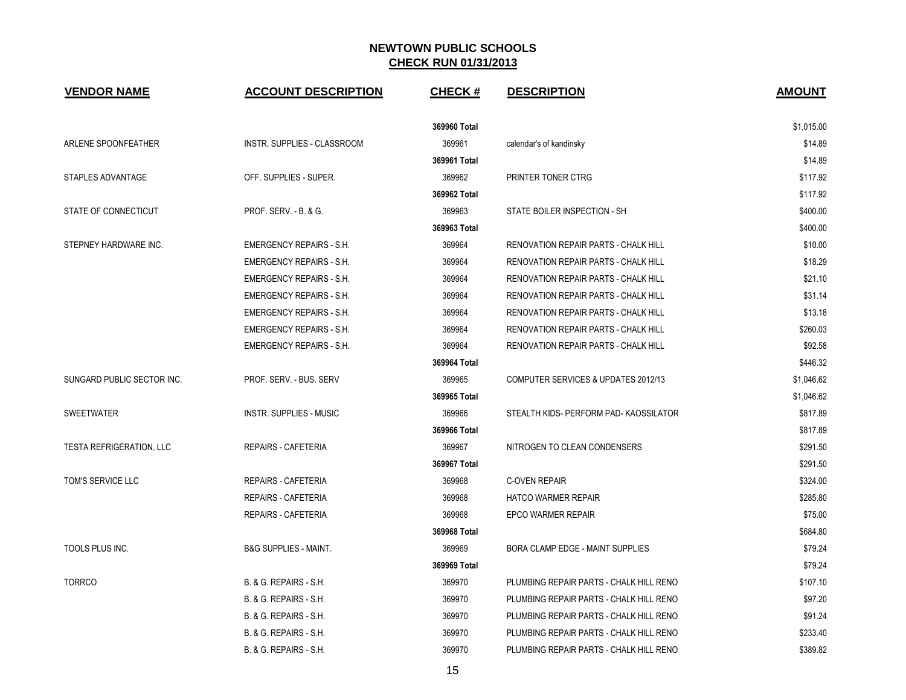# NEWTOWN PUBLIC SCHOOLS

## CHECK RUN 01/31/2013

| VENDOR NAME | ACCOUNT DESCRIPTION | CHECK # | DESCRIPTION | AMOUNT |
|---|---|---|---|---|
| | | **369960 Total** | | $1,015.00 |
| ARLENE SPOONFEATHER | INSTR. SUPPLIES - CLASSROOM | 369961 | calendar's of kandinsky | $14.89 |
| | | **369961 Total** | | $14.89 |
| STAPLES ADVANTAGE | OFF. SUPPLIES - SUPER. | 369962 | PRINTER TONER CTRG | $117.92 |
| | | **369962 Total** | | $117.92 |
| STATE OF CONNECTICUT | PROF. SERV. - B. & G. | 369963 | STATE BOILER INSPECTION - SH | $400.00 |
| | | **369963 Total** | | $400.00 |
| STEPNEY HARDWARE INC. | EMERGENCY REPAIRS - S.H. | 369964 | RENOVATION REPAIR PARTS - CHALK HILL | $10.00 |
| | EMERGENCY REPAIRS - S.H. | 369964 | RENOVATION REPAIR PARTS - CHALK HILL | $18.29 |
| | EMERGENCY REPAIRS - S.H. | 369964 | RENOVATION REPAIR PARTS - CHALK HILL | $21.10 |
| | EMERGENCY REPAIRS - S.H. | 369964 | RENOVATION REPAIR PARTS - CHALK HILL | $31.14 |
| | EMERGENCY REPAIRS - S.H. | 369964 | RENOVATION REPAIR PARTS - CHALK HILL | $13.18 |
| | EMERGENCY REPAIRS - S.H. | 369964 | RENOVATION REPAIR PARTS - CHALK HILL | $260.03 |
| | EMERGENCY REPAIRS - S.H. | 369964 | RENOVATION REPAIR PARTS - CHALK HILL | $92.58 |
| | | **369964 Total** | | $446.32 |
| SUNGARD PUBLIC SECTOR INC. | PROF. SERV. - BUS. SERV | 369965 | COMPUTER SERVICES & UPDATES 2012/13 | $1,046.62 |
| | | **369965 Total** | | $1,046.62 |
| SWEETWATER | INSTR. SUPPLIES - MUSIC | 369966 | STEALTH KIDS- PERFORM PAD- KAOSSILATOR | $817.89 |
| | | **369966 Total** | | $817.89 |
| TESTA REFRIGERATION, LLC | REPAIRS - CAFETERIA | 369967 | NITROGEN TO CLEAN CONDENSERS | $291.50 |
| | | **369967 Total** | | $291.50 |
| TOM'S SERVICE LLC | REPAIRS - CAFETERIA | 369968 | C-OVEN REPAIR | $324.00 |
| | REPAIRS - CAFETERIA | 369968 | HATCO WARMER REPAIR | $285.80 |
| | REPAIRS - CAFETERIA | 369968 | EPCO WARMER REPAIR | $75.00 |
| | | **369968 Total** | | $684.80 |
| TOOLS PLUS INC. | B&G SUPPLIES - MAINT. | 369969 | BORA CLAMP EDGE - MAINT SUPPLIES | $79.24 |
| | | **369969 Total** | | $79.24 |
| TORRCO | B. & G. REPAIRS - S.H. | 369970 | PLUMBING REPAIR PARTS - CHALK HILL RENO | $107.10 |
| | B. & G. REPAIRS - S.H. | 369970 | PLUMBING REPAIR PARTS - CHALK HILL RENO | $97.20 |
| | B. & G. REPAIRS - S.H. | 369970 | PLUMBING REPAIR PARTS - CHALK HILL RENO | $91.24 |
| | B. & G. REPAIRS - S.H. | 369970 | PLUMBING REPAIR PARTS - CHALK HILL RENO | $233.40 |
| | B. & G. REPAIRS - S.H. | 369970 | PLUMBING REPAIR PARTS - CHALK HILL RENO | $389.82 |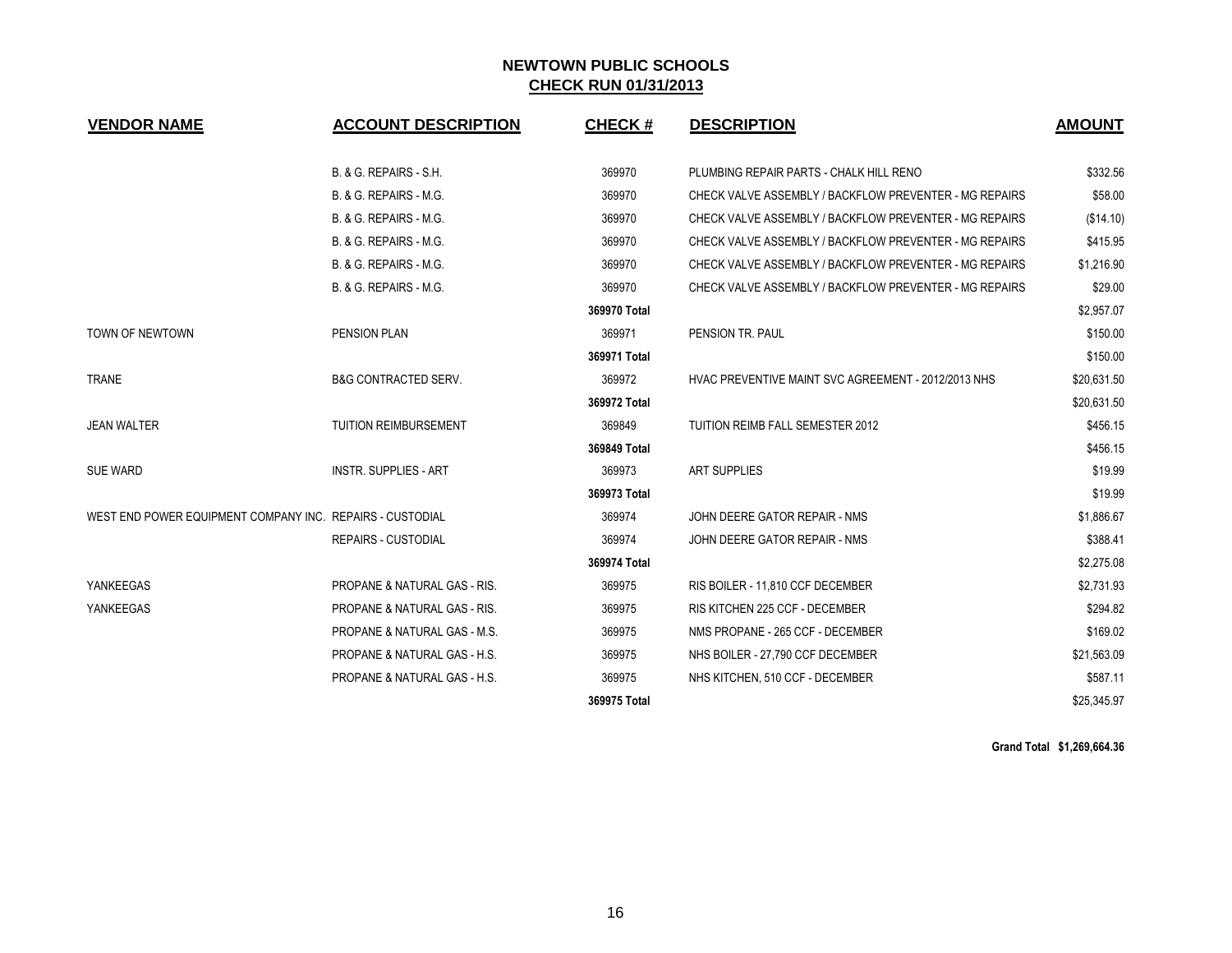## NEWTOWN PUBLIC SCHOOLS

## CHECK RUN 01/31/2013

| VENDOR NAME | ACCOUNT DESCRIPTION | CHECK # | DESCRIPTION | AMOUNT |
|---|---|---|---|---|
| | B. & G. REPAIRS - S.H. | 369970 | PLUMBING REPAIR PARTS - CHALK HILL RENO | $332.56 |
| | B. & G. REPAIRS - M.G. | 369970 | CHECK VALVE ASSEMBLY / BACKFLOW PREVENTER - MG REPAIRS | $58.00 |
| | B. & G. REPAIRS - M.G. | 369970 | CHECK VALVE ASSEMBLY / BACKFLOW PREVENTER - MG REPAIRS | ($14.10) |
| | B. & G. REPAIRS - M.G. | 369970 | CHECK VALVE ASSEMBLY / BACKFLOW PREVENTER - MG REPAIRS | $415.95 |
| | B. & G. REPAIRS - M.G. | 369970 | CHECK VALVE ASSEMBLY / BACKFLOW PREVENTER - MG REPAIRS | $1,216.90 |
| | B. & G. REPAIRS - M.G. | 369970 | CHECK VALVE ASSEMBLY / BACKFLOW PREVENTER - MG REPAIRS | $29.00 |
| | | **369970 Total** | | $2,957.07 |
| TOWN OF NEWTOWN | PENSION PLAN | 369971 | PENSION TR. PAUL | $150.00 |
| | | **369971 Total** | | $150.00 |
| TRANE | B&G CONTRACTED SERV. | 369972 | HVAC PREVENTIVE MAINT SVC AGREEMENT - 2012/2013 NHS | $20,631.50 |
| | | **369972 Total** | | $20,631.50 |
| JEAN WALTER | TUITION REIMBURSEMENT | 369849 | TUITION REIMB FALL SEMESTER 2012 | $456.15 |
| | | **369849 Total** | | $456.15 |
| SUE WARD | INSTR. SUPPLIES - ART | 369973 | ART SUPPLIES | $19.99 |
| | | **369973 Total** | | $19.99 |
| WEST END POWER EQUIPMENT COMPANY INC. | REPAIRS - CUSTODIAL | 369974 | JOHN DEERE GATOR REPAIR - NMS | $1,886.67 |
| | REPAIRS - CUSTODIAL | 369974 | JOHN DEERE GATOR REPAIR - NMS | $388.41 |
| | | **369974 Total** | | $2,275.08 |
| YANKEEGAS | PROPANE & NATURAL GAS - RIS. | 369975 | RIS BOILER - 11,810 CCF DECEMBER | $2,731.93 |
| YANKEEGAS | PROPANE & NATURAL GAS - RIS. | 369975 | RIS KITCHEN 225 CCF - DECEMBER | $294.82 |
| | PROPANE & NATURAL GAS - M.S. | 369975 | NMS PROPANE - 265 CCF - DECEMBER | $169.02 |
| | PROPANE & NATURAL GAS - H.S. | 369975 | NHS BOILER - 27,790 CCF DECEMBER | $21,563.09 |
| | PROPANE & NATURAL GAS - H.S. | 369975 | NHS KITCHEN, 510 CCF - DECEMBER | $587.11 |
| | | **369975 Total** | | $25,345.97 |

**Grand Total $1,269,664.36**